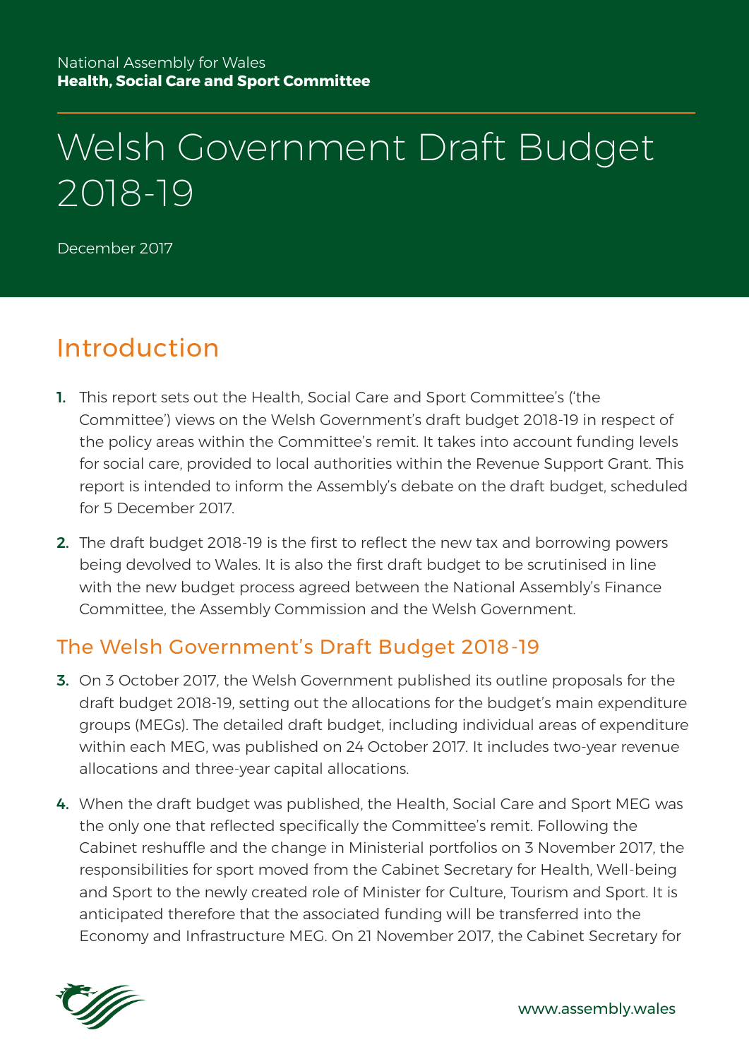National Assembly for Wales
**Health, Social Care and Sport Committee**

# Welsh Government Draft Budget 2018-19

December 2017

## Introduction

1. This report sets out the Health, Social Care and Sport Committee's ('the Committee') views on the Welsh Government's draft budget 2018-19 in respect of the policy areas within the Committee's remit. It takes into account funding levels for social care, provided to local authorities within the Revenue Support Grant. This report is intended to inform the Assembly's debate on the draft budget, scheduled for 5 December 2017.

2. The draft budget 2018-19 is the first to reflect the new tax and borrowing powers being devolved to Wales. It is also the first draft budget to be scrutinised in line with the new budget process agreed between the National Assembly's Finance Committee, the Assembly Commission and the Welsh Government.

### The Welsh Government's Draft Budget 2018-19

3. On 3 October 2017, the Welsh Government published its outline proposals for the draft budget 2018-19, setting out the allocations for the budget's main expenditure groups (MEGs). The detailed draft budget, including individual areas of expenditure within each MEG, was published on 24 October 2017. It includes two-year revenue allocations and three-year capital allocations.

4. When the draft budget was published, the Health, Social Care and Sport MEG was the only one that reflected specifically the Committee's remit. Following the Cabinet reshuffle and the change in Ministerial portfolios on 3 November 2017, the responsibilities for sport moved from the Cabinet Secretary for Health, Well-being and Sport to the newly created role of Minister for Culture, Tourism and Sport. It is anticipated therefore that the associated funding will be transferred into the Economy and Infrastructure MEG. On 21 November 2017, the Cabinet Secretary for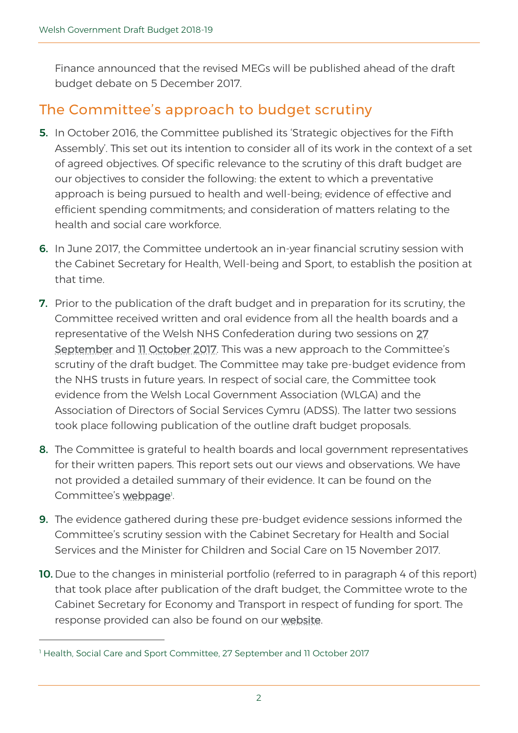Finance announced that the revised MEGs will be published ahead of the draft budget debate on 5 December 2017.

## The Committee's approach to budget scrutiny

**5.** In October 2016, the Committee published its 'Strategic objectives for the Fifth Assembly'. This set out its intention to consider all of its work in the context of a set of agreed objectives. Of specific relevance to the scrutiny of this draft budget are our objectives to consider the following: the extent to which a preventative approach is being pursued to health and well-being; evidence of effective and efficient spending commitments; and consideration of matters relating to the health and social care workforce.

**6.** In June 2017, the Committee undertook an in-year financial scrutiny session with the Cabinet Secretary for Health, Well-being and Sport, to establish the position at that time.

**7.** Prior to the publication of the draft budget and in preparation for its scrutiny, the Committee received written and oral evidence from all the health boards and a representative of the Welsh NHS Confederation during two sessions on 27 September and 11 October 2017. This was a new approach to the Committee's scrutiny of the draft budget. The Committee may take pre-budget evidence from the NHS trusts in future years. In respect of social care, the Committee took evidence from the Welsh Local Government Association (WLGA) and the Association of Directors of Social Services Cymru (ADSS). The latter two sessions took place following publication of the outline draft budget proposals.

**8.** The Committee is grateful to health boards and local government representatives for their written papers. This report sets out our views and observations. We have not provided a detailed summary of their evidence. It can be found on the Committee's webpage[1].

**9.** The evidence gathered during these pre-budget evidence sessions informed the Committee's scrutiny session with the Cabinet Secretary for Health and Social Services and the Minister for Children and Social Care on 15 November 2017.

**10.** Due to the changes in ministerial portfolio (referred to in paragraph 4 of this report) that took place after publication of the draft budget, the Committee wrote to the Cabinet Secretary for Economy and Transport in respect of funding for sport. The response provided can also be found on our website.

---

[1] Health, Social Care and Sport Committee, 27 September and 11 October 2017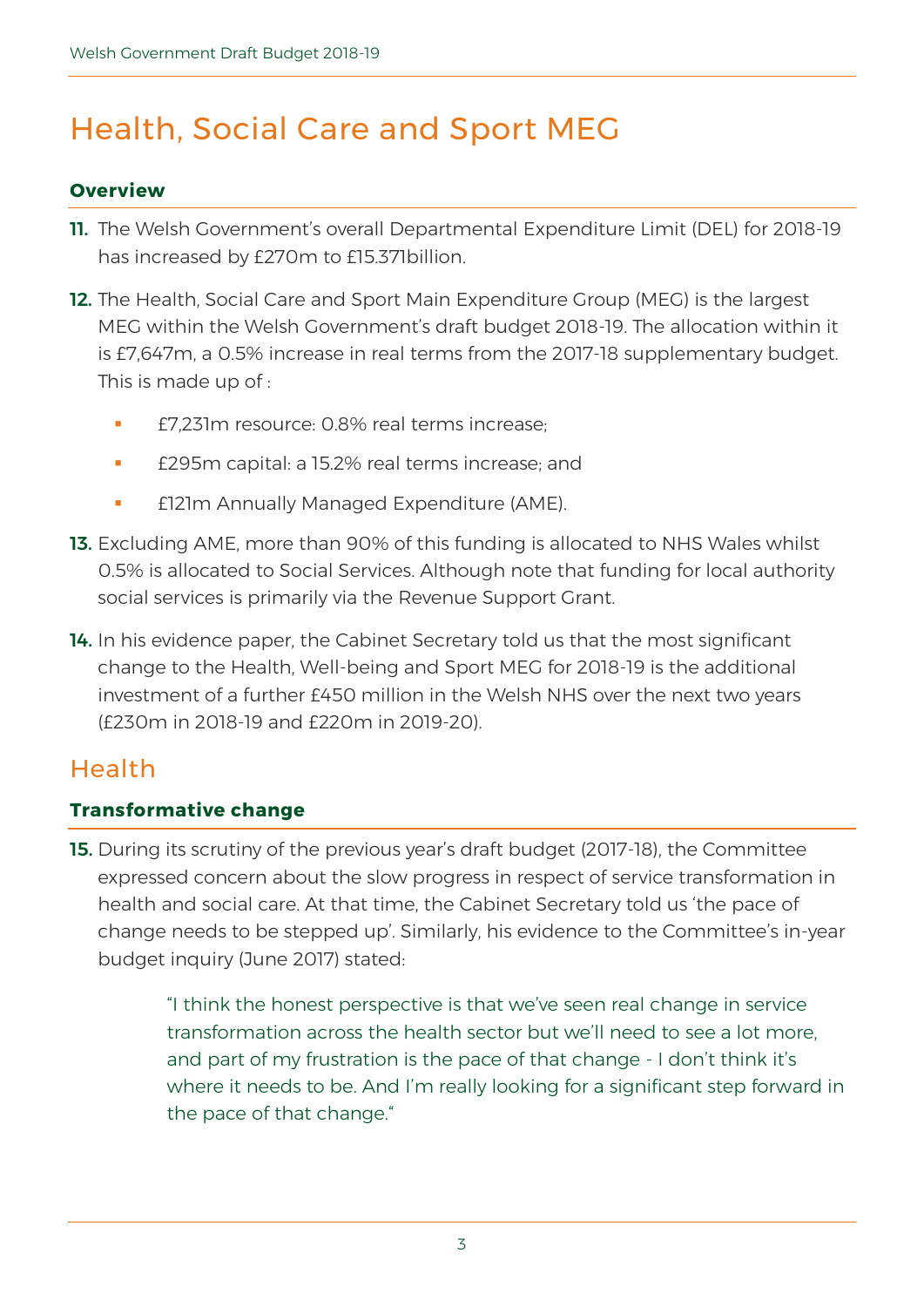# Health, Social Care and Sport MEG

### Overview

**11.** The Welsh Government's overall Departmental Expenditure Limit (DEL) for 2018-19 has increased by £270m to £15.371billion.

**12.** The Health, Social Care and Sport Main Expenditure Group (MEG) is the largest MEG within the Welsh Government's draft budget 2018-19. The allocation within it is £7,647m, a 0.5% increase in real terms from the 2017-18 supplementary budget. This is made up of :

- £7,231m resource: 0.8% real terms increase;
- £295m capital: a 15.2% real terms increase; and
- £121m Annually Managed Expenditure (AME).

**13.** Excluding AME, more than 90% of this funding is allocated to NHS Wales whilst 0.5% is allocated to Social Services. Although note that funding for local authority social services is primarily via the Revenue Support Grant.

**14.** In his evidence paper, the Cabinet Secretary told us that the most significant change to the Health, Well-being and Sport MEG for 2018-19 is the additional investment of a further £450 million in the Welsh NHS over the next two years (£230m in 2018-19 and £220m in 2019-20).

## Health

### Transformative change

**15.** During its scrutiny of the previous year's draft budget (2017-18), the Committee expressed concern about the slow progress in respect of service transformation in health and social care. At that time, the Cabinet Secretary told us 'the pace of change needs to be stepped up'. Similarly, his evidence to the Committee's in-year budget inquiry (June 2017) stated:

> "I think the honest perspective is that we've seen real change in service transformation across the health sector but we'll need to see a lot more, and part of my frustration is the pace of that change - I don't think it's where it needs to be. And I'm really looking for a significant step forward in the pace of that change."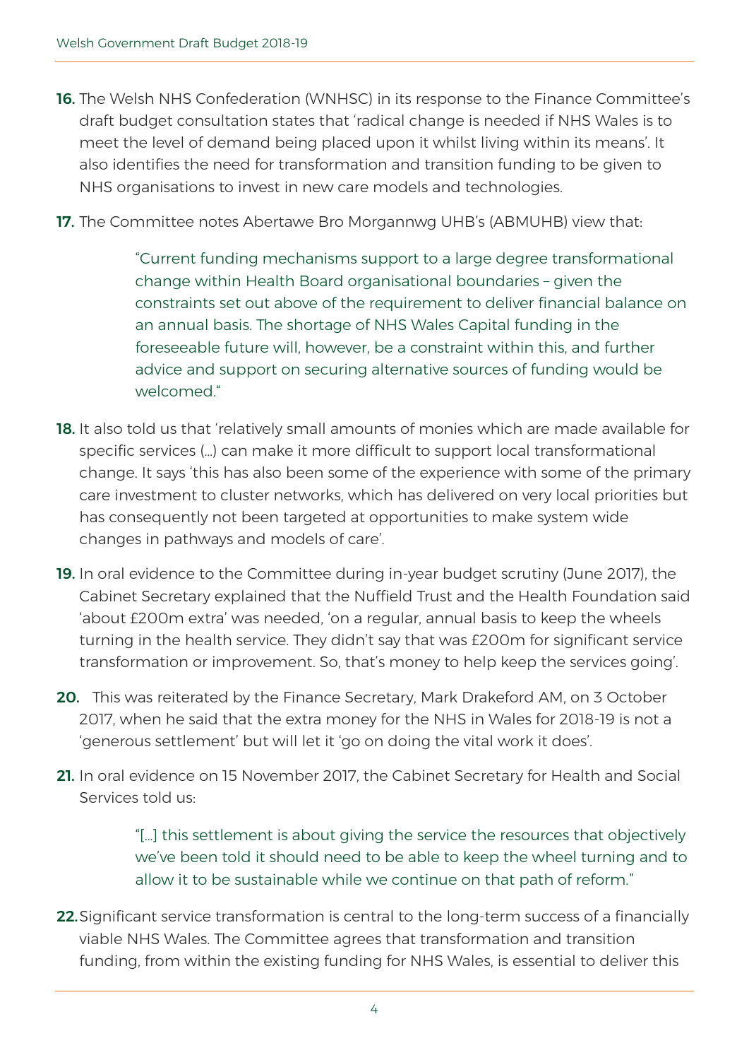**16.** The Welsh NHS Confederation (WNHSC) in its response to the Finance Committee's draft budget consultation states that 'radical change is needed if NHS Wales is to meet the level of demand being placed upon it whilst living within its means'. It also identifies the need for transformation and transition funding to be given to NHS organisations to invest in new care models and technologies.

**17.** The Committee notes Abertawe Bro Morgannwg UHB's (ABMUHB) view that:

> "Current funding mechanisms support to a large degree transformational change within Health Board organisational boundaries – given the constraints set out above of the requirement to deliver financial balance on an annual basis. The shortage of NHS Wales Capital funding in the foreseeable future will, however, be a constraint within this, and further advice and support on securing alternative sources of funding would be welcomed."

**18.** It also told us that 'relatively small amounts of monies which are made available for specific services (…) can make it more difficult to support local transformational change. It says 'this has also been some of the experience with some of the primary care investment to cluster networks, which has delivered on very local priorities but has consequently not been targeted at opportunities to make system wide changes in pathways and models of care'.

**19.** In oral evidence to the Committee during in-year budget scrutiny (June 2017), the Cabinet Secretary explained that the Nuffield Trust and the Health Foundation said 'about £200m extra' was needed, 'on a regular, annual basis to keep the wheels turning in the health service. They didn't say that was £200m for significant service transformation or improvement. So, that's money to help keep the services going'.

**20.** This was reiterated by the Finance Secretary, Mark Drakeford AM, on 3 October 2017, when he said that the extra money for the NHS in Wales for 2018-19 is not a 'generous settlement' but will let it 'go on doing the vital work it does'.

**21.** In oral evidence on 15 November 2017, the Cabinet Secretary for Health and Social Services told us:

> "[…] this settlement is about giving the service the resources that objectively we've been told it should need to be able to keep the wheel turning and to allow it to be sustainable while we continue on that path of reform."

**22.** Significant service transformation is central to the long-term success of a financially viable NHS Wales. The Committee agrees that transformation and transition funding, from within the existing funding for NHS Wales, is essential to deliver this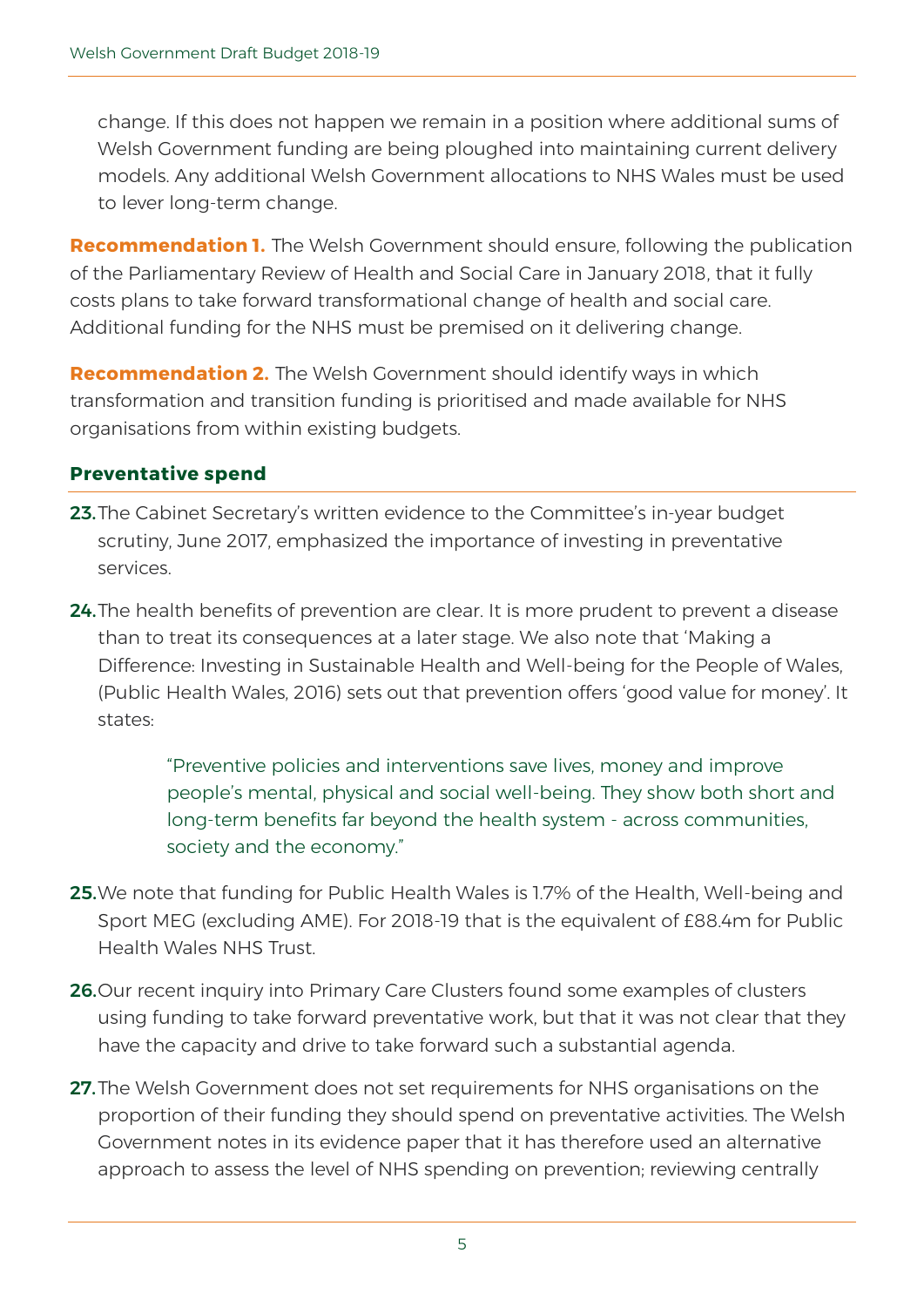change. If this does not happen we remain in a position where additional sums of Welsh Government funding are being ploughed into maintaining current delivery models. Any additional Welsh Government allocations to NHS Wales must be used to lever long-term change.

**Recommendation 1.** The Welsh Government should ensure, following the publication of the Parliamentary Review of Health and Social Care in January 2018, that it fully costs plans to take forward transformational change of health and social care. Additional funding for the NHS must be premised on it delivering change.

**Recommendation 2.** The Welsh Government should identify ways in which transformation and transition funding is prioritised and made available for NHS organisations from within existing budgets.

### Preventative spend

**23.** The Cabinet Secretary's written evidence to the Committee's in-year budget scrutiny, June 2017, emphasized the importance of investing in preventative services.

**24.** The health benefits of prevention are clear. It is more prudent to prevent a disease than to treat its consequences at a later stage. We also note that 'Making a Difference: Investing in Sustainable Health and Well-being for the People of Wales, (Public Health Wales, 2016) sets out that prevention offers 'good value for money'. It states:

> "Preventive policies and interventions save lives, money and improve people's mental, physical and social well-being. They show both short and long-term benefits far beyond the health system - across communities, society and the economy."

**25.** We note that funding for Public Health Wales is 1.7% of the Health, Well-being and Sport MEG (excluding AME). For 2018-19 that is the equivalent of £88.4m for Public Health Wales NHS Trust.

**26.** Our recent inquiry into Primary Care Clusters found some examples of clusters using funding to take forward preventative work, but that it was not clear that they have the capacity and drive to take forward such a substantial agenda.

**27.** The Welsh Government does not set requirements for NHS organisations on the proportion of their funding they should spend on preventative activities. The Welsh Government notes in its evidence paper that it has therefore used an alternative approach to assess the level of NHS spending on prevention; reviewing centrally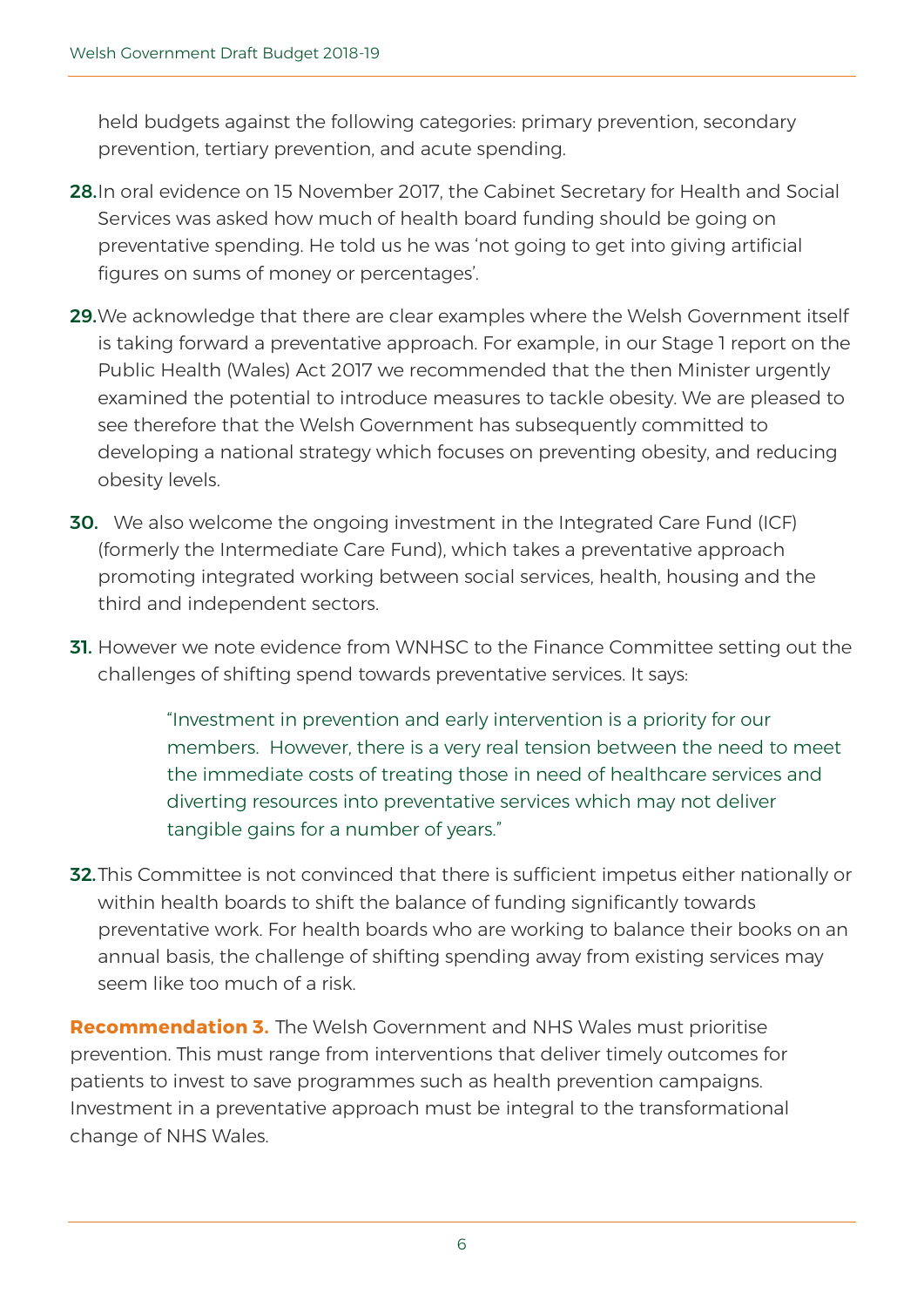held budgets against the following categories: primary prevention, secondary prevention, tertiary prevention, and acute spending.

**28.** In oral evidence on 15 November 2017, the Cabinet Secretary for Health and Social Services was asked how much of health board funding should be going on preventative spending. He told us he was 'not going to get into giving artificial figures on sums of money or percentages'.

**29.** We acknowledge that there are clear examples where the Welsh Government itself is taking forward a preventative approach. For example, in our Stage 1 report on the Public Health (Wales) Act 2017 we recommended that the then Minister urgently examined the potential to introduce measures to tackle obesity. We are pleased to see therefore that the Welsh Government has subsequently committed to developing a national strategy which focuses on preventing obesity, and reducing obesity levels.

**30.** We also welcome the ongoing investment in the Integrated Care Fund (ICF) (formerly the Intermediate Care Fund), which takes a preventative approach promoting integrated working between social services, health, housing and the third and independent sectors.

**31.** However we note evidence from WNHSC to the Finance Committee setting out the challenges of shifting spend towards preventative services. It says:

> "Investment in prevention and early intervention is a priority for our members. However, there is a very real tension between the need to meet the immediate costs of treating those in need of healthcare services and diverting resources into preventative services which may not deliver tangible gains for a number of years."

**32.** This Committee is not convinced that there is sufficient impetus either nationally or within health boards to shift the balance of funding significantly towards preventative work. For health boards who are working to balance their books on an annual basis, the challenge of shifting spending away from existing services may seem like too much of a risk.

**Recommendation 3.** The Welsh Government and NHS Wales must prioritise prevention. This must range from interventions that deliver timely outcomes for patients to invest to save programmes such as health prevention campaigns. Investment in a preventative approach must be integral to the transformational change of NHS Wales.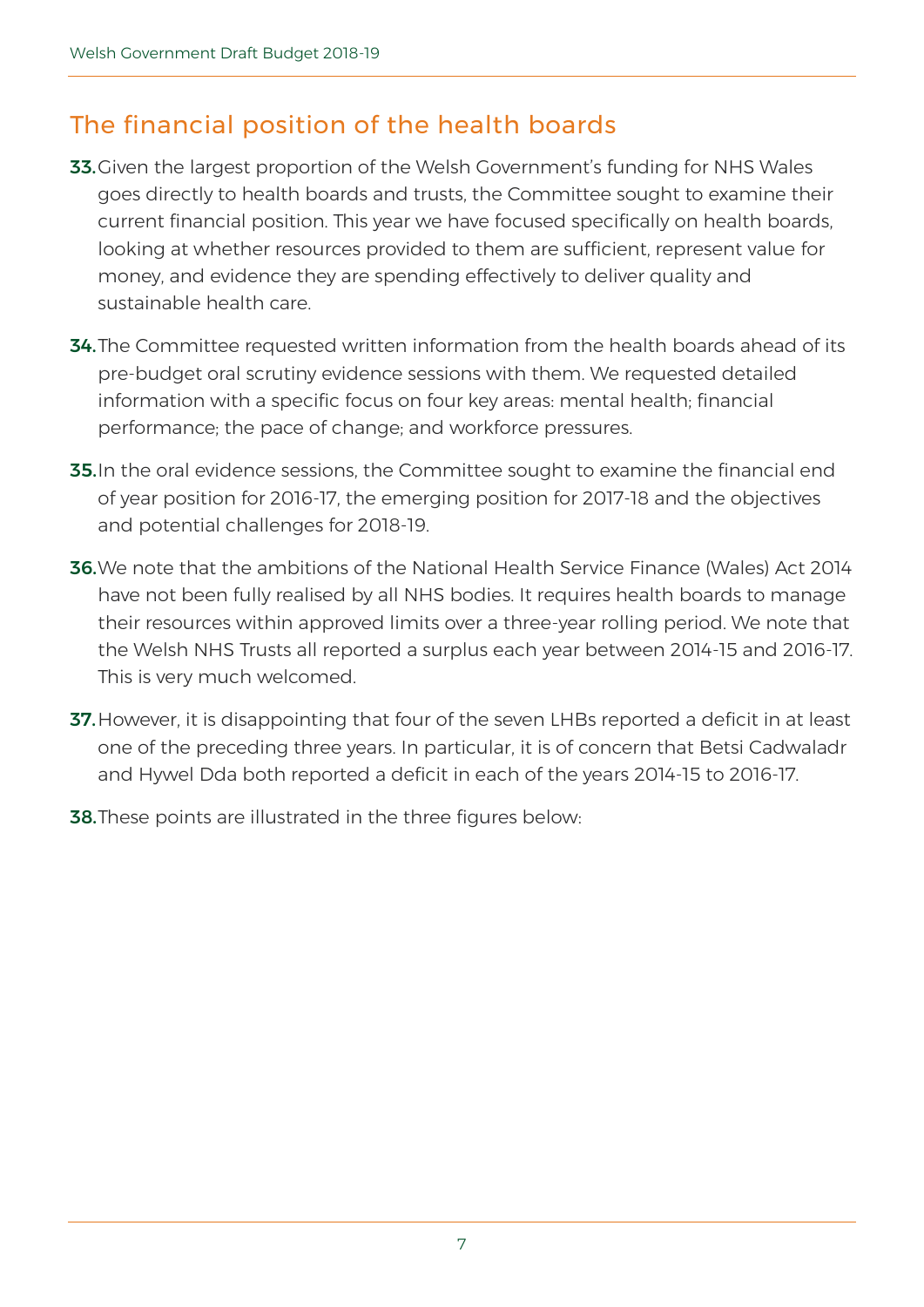## The financial position of the health boards

**33.** Given the largest proportion of the Welsh Government's funding for NHS Wales goes directly to health boards and trusts, the Committee sought to examine their current financial position. This year we have focused specifically on health boards, looking at whether resources provided to them are sufficient, represent value for money, and evidence they are spending effectively to deliver quality and sustainable health care.

**34.** The Committee requested written information from the health boards ahead of its pre-budget oral scrutiny evidence sessions with them. We requested detailed information with a specific focus on four key areas: mental health; financial performance; the pace of change; and workforce pressures.

**35.** In the oral evidence sessions, the Committee sought to examine the financial end of year position for 2016-17, the emerging position for 2017-18 and the objectives and potential challenges for 2018-19.

**36.** We note that the ambitions of the National Health Service Finance (Wales) Act 2014 have not been fully realised by all NHS bodies. It requires health boards to manage their resources within approved limits over a three-year rolling period. We note that the Welsh NHS Trusts all reported a surplus each year between 2014-15 and 2016-17. This is very much welcomed.

**37.** However, it is disappointing that four of the seven LHBs reported a deficit in at least one of the preceding three years. In particular, it is of concern that Betsi Cadwaladr and Hywel Dda both reported a deficit in each of the years 2014-15 to 2016-17.

**38.** These points are illustrated in the three figures below: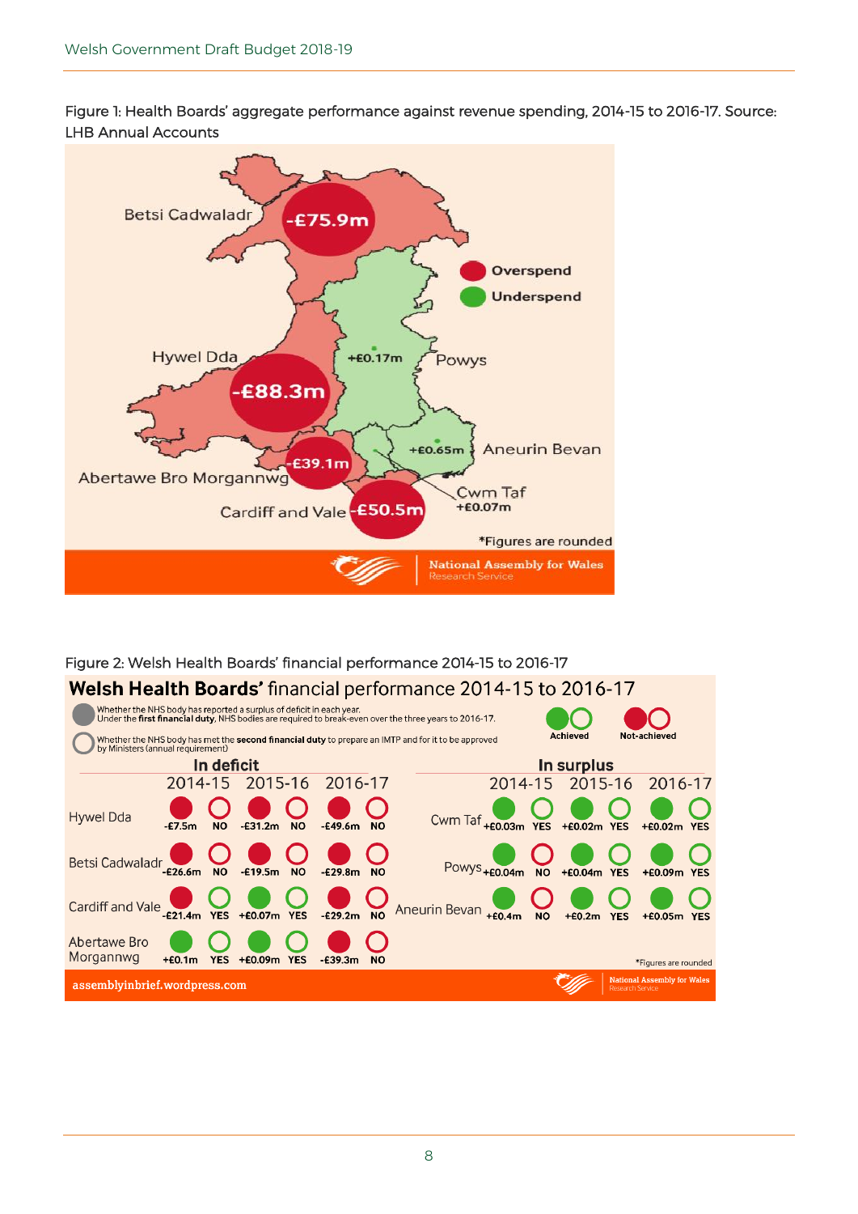Figure 1: Health Boards' aggregate performance against revenue spending, 2014-15 to 2016-17. Source: LHB Annual Accounts

| Health Board | Aggregate performance |
| --- | --- |
| Betsi Cadwaladr | -£75.9m (Overspend) |
| Hywel Dda | -£88.3m (Overspend) |
| Powys | +£0.17m (Underspend) |
| Aneurin Bevan | +£0.65m (Underspend) |
| Abertawe Bro Morgannwg | -£39.1m (Overspend) |
| Cwm Taf | +£0.07m (Underspend) |
| Cardiff and Vale | -£50.5m (Overspend) |

*Figures are rounded

National Assembly for Wales Research Service

Figure 2: Welsh Health Boards' financial performance 2014-15 to 2016-17

## Welsh Health Boards' financial performance 2014-15 to 2016-17

Filled circle: Whether the NHS body has reported a surplus of deficit in each year. Under the **first financial duty**, NHS bodies are required to break-even over the three years to 2016-17.

Open circle: Whether the NHS body has met the **second financial duty** to prepare an IMTP and for it to be approved by Ministers (annual requirement)

Green: Achieved. Red: Not-achieved.

**In deficit**

| Health Board | 2014-15 | IMTP approved | 2015-16 | IMTP approved | 2016-17 | IMTP approved |
| --- | --- | --- | --- | --- | --- | --- |
| Hywel Dda | -£7.5m | NO | -£31.2m | NO | -£49.6m | NO |
| Betsi Cadwaladr | -£26.6m | NO | -£19.5m | NO | -£29.8m | NO |
| Cardiff and Vale | -£21.4m | YES | +£0.07m | YES | -£29.2m | NO |
| Abertawe Bro Morgannwg | +£0.1m | YES | +£0.09m | YES | -£39.3m | NO |

**In surplus**

| Health Board | 2014-15 | IMTP approved | 2015-16 | IMTP approved | 2016-17 | IMTP approved |
| --- | --- | --- | --- | --- | --- | --- |
| Cwm Taf | +£0.03m | YES | +£0.02m | YES | +£0.02m | YES |
| Powys | +£0.04m | NO | +£0.04m | YES | +£0.09m | YES |
| Aneurin Bevan | +£0.4m | NO | +£0.2m | YES | +£0.05m | YES |

*Figures are rounded

assemblyinbrief.wordpress.com

National Assembly for Wales Research Service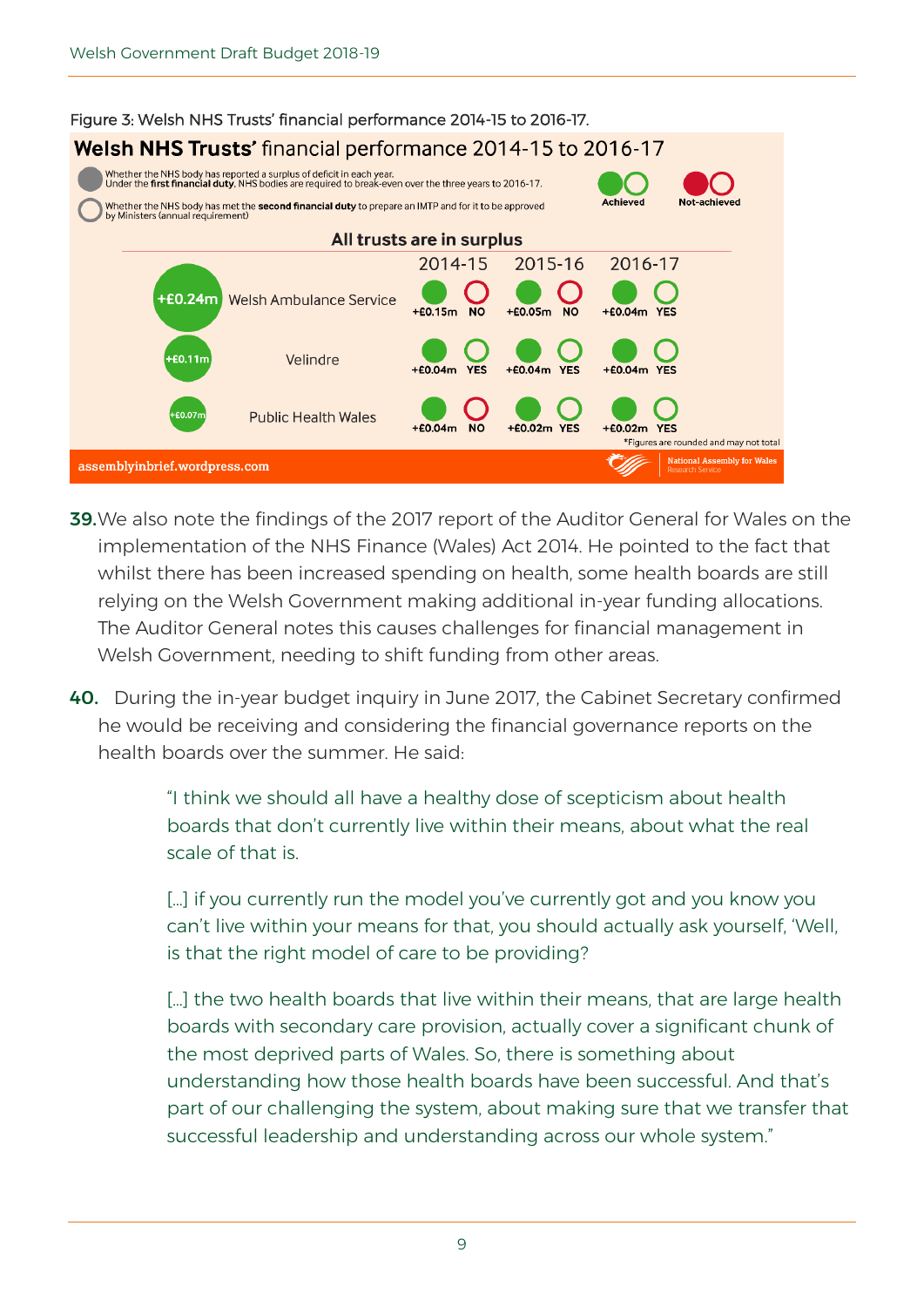Figure 3: Welsh NHS Trusts' financial performance 2014-15 to 2016-17.

**Welsh NHS Trusts'** financial performance 2014-15 to 2016-17

Whether the NHS body has reported a surplus of deficit in each year. Under the **first financial duty**, NHS bodies are required to break-even over the three years to 2016-17.

Whether the NHS body has met the **second financial duty** to prepare an IMTP and for it to be approved by Ministers (annual requirement)

Achieved | Not-achieved

**All trusts are in surplus**

| | Trust | 2014-15 | | 2015-16 | | 2016-17 | |
|---|---|---|---|---|---|---|---|
| +£0.24m | Welsh Ambulance Service | +£0.15m | NO | +£0.05m | NO | +£0.04m | YES |
| +£0.11m | Velindre | +£0.04m | YES | +£0.04m | YES | +£0.04m | YES |
| +£0.07m | Public Health Wales | +£0.04m | NO | +£0.02m | YES | +£0.02m | YES |

*Figures are rounded and may not total

assemblyinbrief.wordpress.com — National Assembly for Wales Research Service

**39.** We also note the findings of the 2017 report of the Auditor General for Wales on the implementation of the NHS Finance (Wales) Act 2014. He pointed to the fact that whilst there has been increased spending on health, some health boards are still relying on the Welsh Government making additional in-year funding allocations. The Auditor General notes this causes challenges for financial management in Welsh Government, needing to shift funding from other areas.

**40.** During the in-year budget inquiry in June 2017, the Cabinet Secretary confirmed he would be receiving and considering the financial governance reports on the health boards over the summer. He said:

> "I think we should all have a healthy dose of scepticism about health boards that don't currently live within their means, about what the real scale of that is.
>
> […] if you currently run the model you've currently got and you know you can't live within your means for that, you should actually ask yourself, 'Well, is that the right model of care to be providing?
>
> […] the two health boards that live within their means, that are large health boards with secondary care provision, actually cover a significant chunk of the most deprived parts of Wales. So, there is something about understanding how those health boards have been successful. And that's part of our challenging the system, about making sure that we transfer that successful leadership and understanding across our whole system."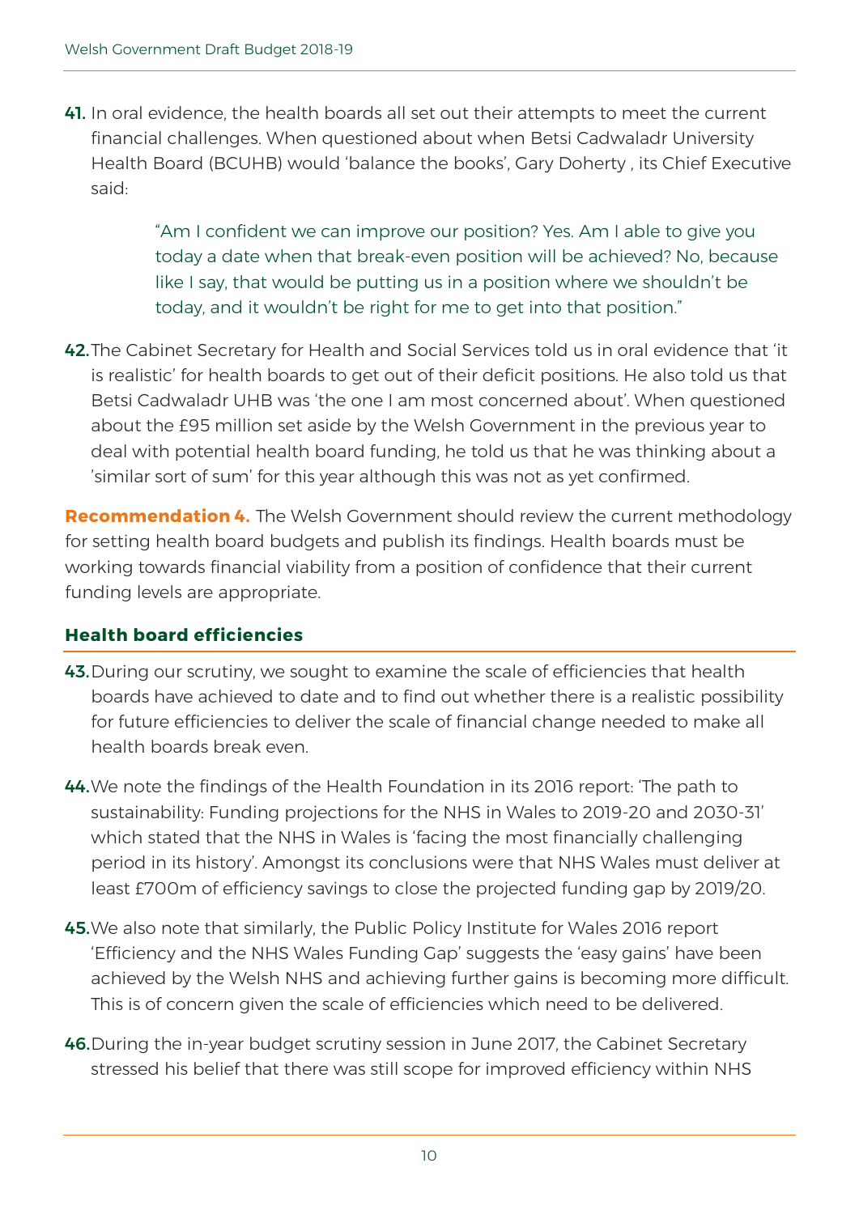**41.** In oral evidence, the health boards all set out their attempts to meet the current financial challenges. When questioned about when Betsi Cadwaladr University Health Board (BCUHB) would 'balance the books', Gary Doherty , its Chief Executive said:

> "Am I confident we can improve our position? Yes. Am I able to give you today a date when that break-even position will be achieved? No, because like I say, that would be putting us in a position where we shouldn't be today, and it wouldn't be right for me to get into that position."

**42.** The Cabinet Secretary for Health and Social Services told us in oral evidence that 'it is realistic' for health boards to get out of their deficit positions. He also told us that Betsi Cadwaladr UHB was 'the one I am most concerned about'. When questioned about the £95 million set aside by the Welsh Government in the previous year to deal with potential health board funding, he told us that he was thinking about a 'similar sort of sum' for this year although this was not as yet confirmed.

**Recommendation 4.** The Welsh Government should review the current methodology for setting health board budgets and publish its findings. Health boards must be working towards financial viability from a position of confidence that their current funding levels are appropriate.

## Health board efficiencies

**43.** During our scrutiny, we sought to examine the scale of efficiencies that health boards have achieved to date and to find out whether there is a realistic possibility for future efficiencies to deliver the scale of financial change needed to make all health boards break even.

**44.** We note the findings of the Health Foundation in its 2016 report: 'The path to sustainability: Funding projections for the NHS in Wales to 2019-20 and 2030-31' which stated that the NHS in Wales is 'facing the most financially challenging period in its history'. Amongst its conclusions were that NHS Wales must deliver at least £700m of efficiency savings to close the projected funding gap by 2019/20.

**45.** We also note that similarly, the Public Policy Institute for Wales 2016 report 'Efficiency and the NHS Wales Funding Gap' suggests the 'easy gains' have been achieved by the Welsh NHS and achieving further gains is becoming more difficult. This is of concern given the scale of efficiencies which need to be delivered.

**46.** During the in-year budget scrutiny session in June 2017, the Cabinet Secretary stressed his belief that there was still scope for improved efficiency within NHS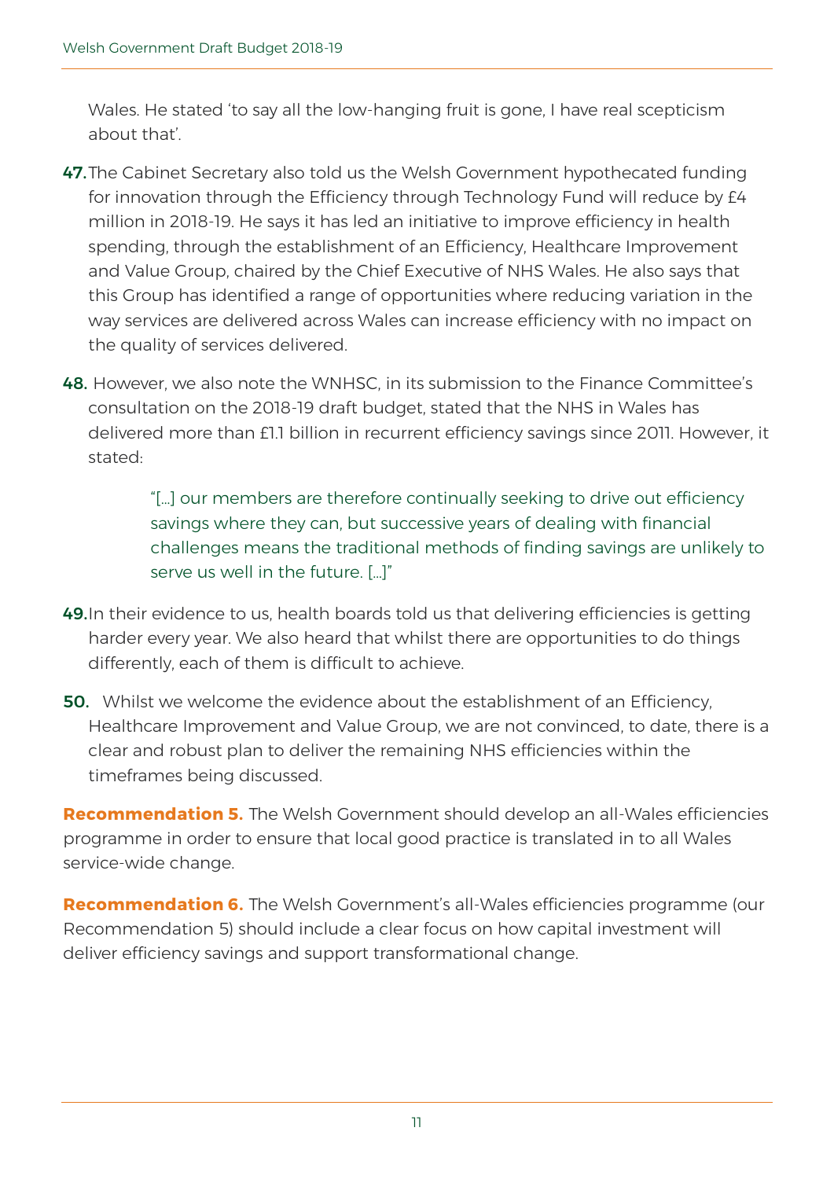Wales. He stated 'to say all the low-hanging fruit is gone, I have real scepticism about that'.

**47.** The Cabinet Secretary also told us the Welsh Government hypothecated funding for innovation through the Efficiency through Technology Fund will reduce by £4 million in 2018-19. He says it has led an initiative to improve efficiency in health spending, through the establishment of an Efficiency, Healthcare Improvement and Value Group, chaired by the Chief Executive of NHS Wales. He also says that this Group has identified a range of opportunities where reducing variation in the way services are delivered across Wales can increase efficiency with no impact on the quality of services delivered.

**48.** However, we also note the WNHSC, in its submission to the Finance Committee's consultation on the 2018-19 draft budget, stated that the NHS in Wales has delivered more than £1.1 billion in recurrent efficiency savings since 2011. However, it stated:

> "[…] our members are therefore continually seeking to drive out efficiency savings where they can, but successive years of dealing with financial challenges means the traditional methods of finding savings are unlikely to serve us well in the future. […]"

**49.** In their evidence to us, health boards told us that delivering efficiencies is getting harder every year. We also heard that whilst there are opportunities to do things differently, each of them is difficult to achieve.

**50.** Whilst we welcome the evidence about the establishment of an Efficiency, Healthcare Improvement and Value Group, we are not convinced, to date, there is a clear and robust plan to deliver the remaining NHS efficiencies within the timeframes being discussed.

**Recommendation 5.** The Welsh Government should develop an all-Wales efficiencies programme in order to ensure that local good practice is translated in to all Wales service-wide change.

**Recommendation 6.** The Welsh Government's all-Wales efficiencies programme (our Recommendation 5) should include a clear focus on how capital investment will deliver efficiency savings and support transformational change.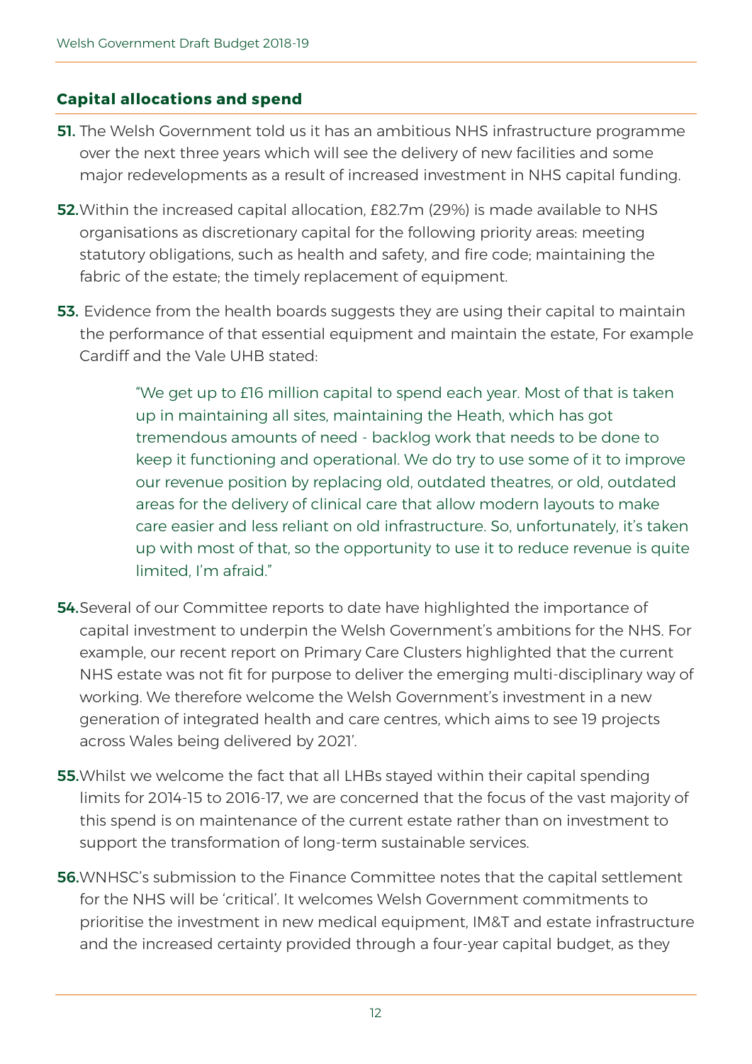## Capital allocations and spend

**51.** The Welsh Government told us it has an ambitious NHS infrastructure programme over the next three years which will see the delivery of new facilities and some major redevelopments as a result of increased investment in NHS capital funding.

**52.** Within the increased capital allocation, £82.7m (29%) is made available to NHS organisations as discretionary capital for the following priority areas: meeting statutory obligations, such as health and safety, and fire code; maintaining the fabric of the estate; the timely replacement of equipment.

**53.** Evidence from the health boards suggests they are using their capital to maintain the performance of that essential equipment and maintain the estate, For example Cardiff and the Vale UHB stated:

> "We get up to £16 million capital to spend each year. Most of that is taken up in maintaining all sites, maintaining the Heath, which has got tremendous amounts of need - backlog work that needs to be done to keep it functioning and operational. We do try to use some of it to improve our revenue position by replacing old, outdated theatres, or old, outdated areas for the delivery of clinical care that allow modern layouts to make care easier and less reliant on old infrastructure. So, unfortunately, it's taken up with most of that, so the opportunity to use it to reduce revenue is quite limited, I'm afraid."

**54.** Several of our Committee reports to date have highlighted the importance of capital investment to underpin the Welsh Government's ambitions for the NHS. For example, our recent report on Primary Care Clusters highlighted that the current NHS estate was not fit for purpose to deliver the emerging multi-disciplinary way of working. We therefore welcome the Welsh Government's investment in a new generation of integrated health and care centres, which aims to see 19 projects across Wales being delivered by 2021'.

**55.** Whilst we welcome the fact that all LHBs stayed within their capital spending limits for 2014-15 to 2016-17, we are concerned that the focus of the vast majority of this spend is on maintenance of the current estate rather than on investment to support the transformation of long-term sustainable services.

**56.** WNHSC's submission to the Finance Committee notes that the capital settlement for the NHS will be 'critical'. It welcomes Welsh Government commitments to prioritise the investment in new medical equipment, IM&T and estate infrastructure and the increased certainty provided through a four-year capital budget, as they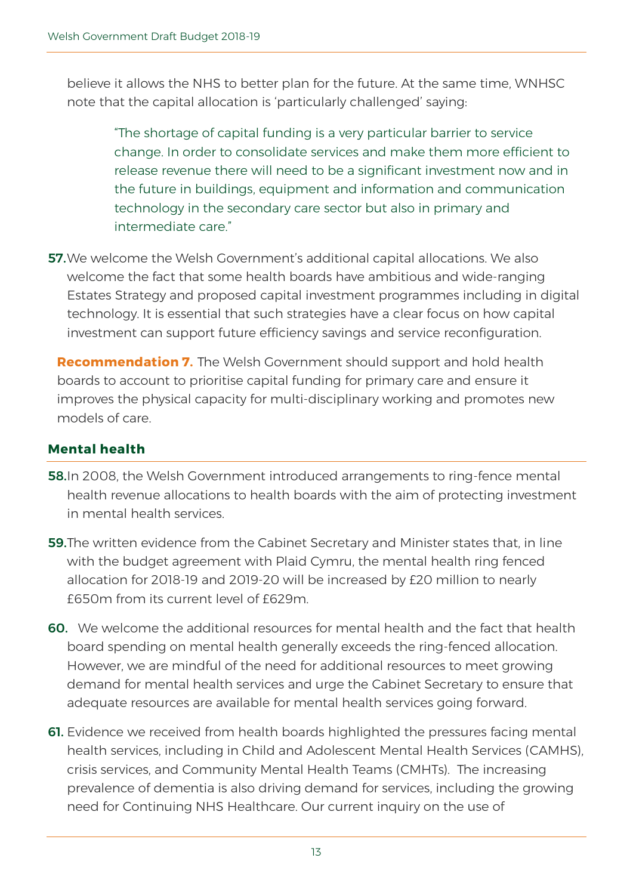believe it allows the NHS to better plan for the future. At the same time, WNHSC note that the capital allocation is 'particularly challenged' saying:

> "The shortage of capital funding is a very particular barrier to service change. In order to consolidate services and make them more efficient to release revenue there will need to be a significant investment now and in the future in buildings, equipment and information and communication technology in the secondary care sector but also in primary and intermediate care."

**57.** We welcome the Welsh Government's additional capital allocations. We also welcome the fact that some health boards have ambitious and wide-ranging Estates Strategy and proposed capital investment programmes including in digital technology. It is essential that such strategies have a clear focus on how capital investment can support future efficiency savings and service reconfiguration.

**Recommendation 7.** The Welsh Government should support and hold health boards to account to prioritise capital funding for primary care and ensure it improves the physical capacity for multi-disciplinary working and promotes new models of care.

## Mental health

**58.** In 2008, the Welsh Government introduced arrangements to ring-fence mental health revenue allocations to health boards with the aim of protecting investment in mental health services.

**59.** The written evidence from the Cabinet Secretary and Minister states that, in line with the budget agreement with Plaid Cymru, the mental health ring fenced allocation for 2018-19 and 2019-20 will be increased by £20 million to nearly £650m from its current level of £629m.

**60.** We welcome the additional resources for mental health and the fact that health board spending on mental health generally exceeds the ring-fenced allocation. However, we are mindful of the need for additional resources to meet growing demand for mental health services and urge the Cabinet Secretary to ensure that adequate resources are available for mental health services going forward.

**61.** Evidence we received from health boards highlighted the pressures facing mental health services, including in Child and Adolescent Mental Health Services (CAMHS), crisis services, and Community Mental Health Teams (CMHTs). The increasing prevalence of dementia is also driving demand for services, including the growing need for Continuing NHS Healthcare. Our current inquiry on the use of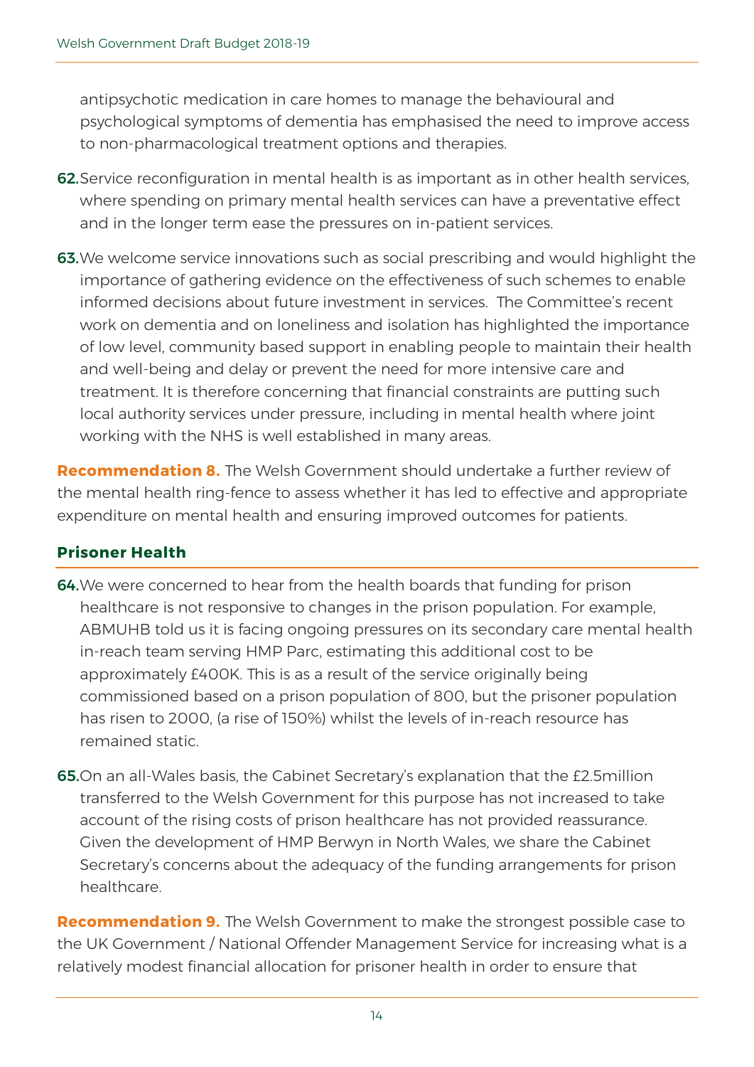antipsychotic medication in care homes to manage the behavioural and psychological symptoms of dementia has emphasised the need to improve access to non-pharmacological treatment options and therapies.

**62.** Service reconfiguration in mental health is as important as in other health services, where spending on primary mental health services can have a preventative effect and in the longer term ease the pressures on in-patient services.

**63.** We welcome service innovations such as social prescribing and would highlight the importance of gathering evidence on the effectiveness of such schemes to enable informed decisions about future investment in services. The Committee's recent work on dementia and on loneliness and isolation has highlighted the importance of low level, community based support in enabling people to maintain their health and well-being and delay or prevent the need for more intensive care and treatment. It is therefore concerning that financial constraints are putting such local authority services under pressure, including in mental health where joint working with the NHS is well established in many areas.

**Recommendation 8.** The Welsh Government should undertake a further review of the mental health ring-fence to assess whether it has led to effective and appropriate expenditure on mental health and ensuring improved outcomes for patients.

### Prisoner Health

**64.** We were concerned to hear from the health boards that funding for prison healthcare is not responsive to changes in the prison population. For example, ABMUHB told us it is facing ongoing pressures on its secondary care mental health in-reach team serving HMP Parc, estimating this additional cost to be approximately £400K. This is as a result of the service originally being commissioned based on a prison population of 800, but the prisoner population has risen to 2000, (a rise of 150%) whilst the levels of in-reach resource has remained static.

**65.** On an all-Wales basis, the Cabinet Secretary's explanation that the £2.5million transferred to the Welsh Government for this purpose has not increased to take account of the rising costs of prison healthcare has not provided reassurance. Given the development of HMP Berwyn in North Wales, we share the Cabinet Secretary's concerns about the adequacy of the funding arrangements for prison healthcare.

**Recommendation 9.** The Welsh Government to make the strongest possible case to the UK Government / National Offender Management Service for increasing what is a relatively modest financial allocation for prisoner health in order to ensure that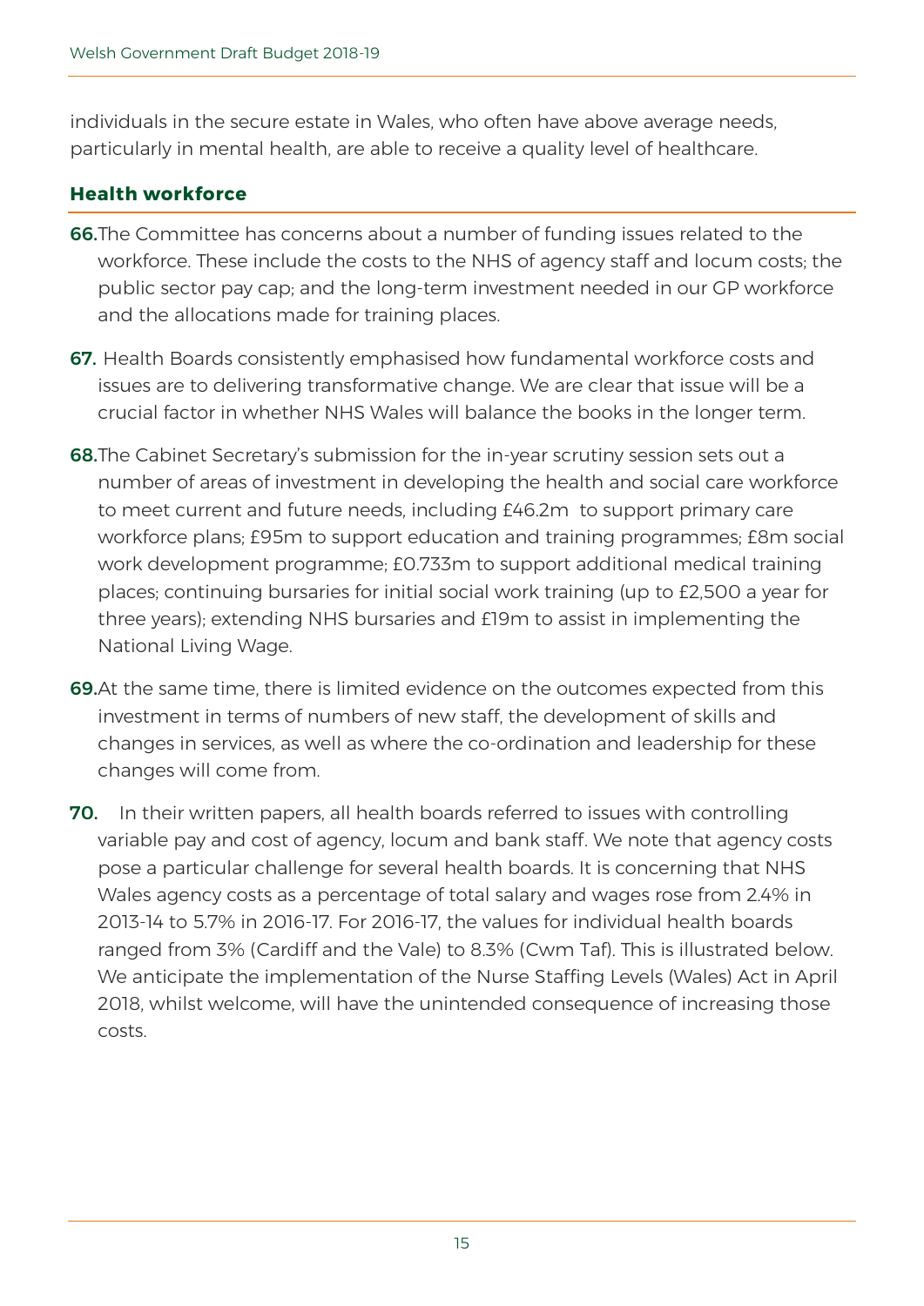individuals in the secure estate in Wales, who often have above average needs, particularly in mental health, are able to receive a quality level of healthcare.

### Health workforce

**66.** The Committee has concerns about a number of funding issues related to the workforce. These include the costs to the NHS of agency staff and locum costs; the public sector pay cap; and the long-term investment needed in our GP workforce and the allocations made for training places.

**67.** Health Boards consistently emphasised how fundamental workforce costs and issues are to delivering transformative change. We are clear that issue will be a crucial factor in whether NHS Wales will balance the books in the longer term.

**68.** The Cabinet Secretary's submission for the in-year scrutiny session sets out a number of areas of investment in developing the health and social care workforce to meet current and future needs, including £46.2m to support primary care workforce plans; £95m to support education and training programmes; £8m social work development programme; £0.733m to support additional medical training places; continuing bursaries for initial social work training (up to £2,500 a year for three years); extending NHS bursaries and £19m to assist in implementing the National Living Wage.

**69.** At the same time, there is limited evidence on the outcomes expected from this investment in terms of numbers of new staff, the development of skills and changes in services, as well as where the co-ordination and leadership for these changes will come from.

**70.** In their written papers, all health boards referred to issues with controlling variable pay and cost of agency, locum and bank staff. We note that agency costs pose a particular challenge for several health boards. It is concerning that NHS Wales agency costs as a percentage of total salary and wages rose from 2.4% in 2013-14 to 5.7% in 2016-17. For 2016-17, the values for individual health boards ranged from 3% (Cardiff and the Vale) to 8.3% (Cwm Taf). This is illustrated below. We anticipate the implementation of the Nurse Staffing Levels (Wales) Act in April 2018, whilst welcome, will have the unintended consequence of increasing those costs.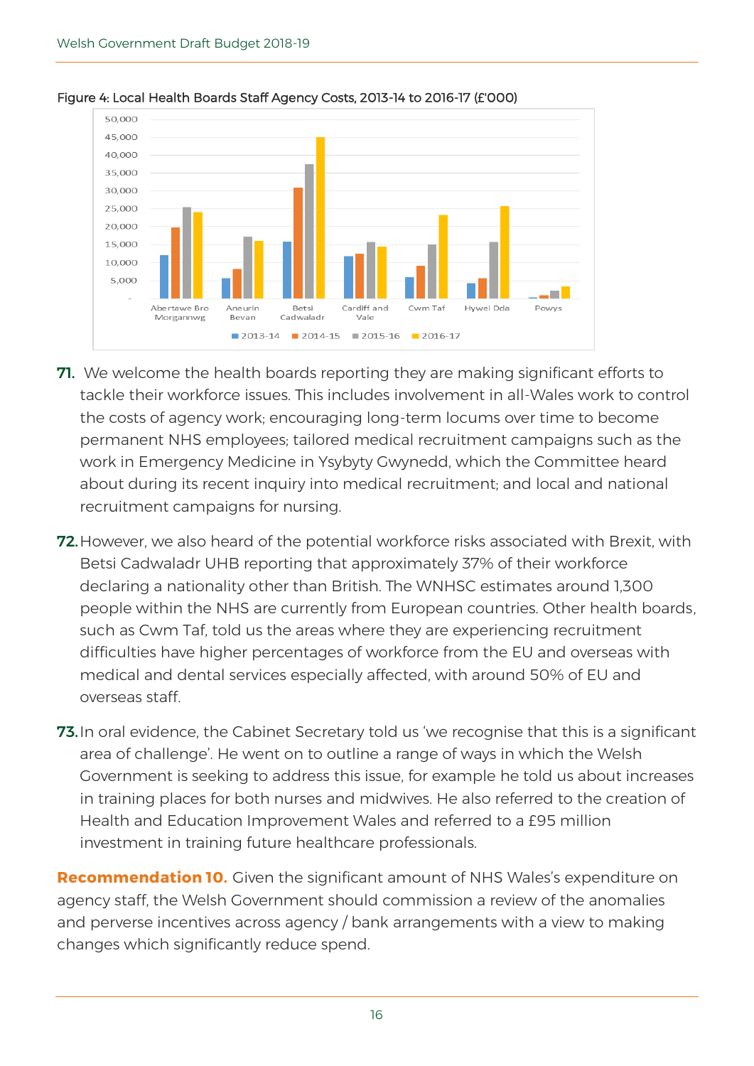Figure 4: Local Health Boards Staff Agency Costs, 2013-14 to 2016-17 (£'000)

71. We welcome the health boards reporting they are making significant efforts to tackle their workforce issues. This includes involvement in all-Wales work to control the costs of agency work; encouraging long-term locums over time to become permanent NHS employees; tailored medical recruitment campaigns such as the work in Emergency Medicine in Ysbyty Gwynedd, which the Committee heard about during its recent inquiry into medical recruitment; and local and national recruitment campaigns for nursing.

72. However, we also heard of the potential workforce risks associated with Brexit, with Betsi Cadwaladr UHB reporting that approximately 37% of their workforce declaring a nationality other than British. The WNHSC estimates around 1,300 people within the NHS are currently from European countries. Other health boards, such as Cwm Taf, told us the areas where they are experiencing recruitment difficulties have higher percentages of workforce from the EU and overseas with medical and dental services especially affected, with around 50% of EU and overseas staff.

73. In oral evidence, the Cabinet Secretary told us 'we recognise that this is a significant area of challenge'. He went on to outline a range of ways in which the Welsh Government is seeking to address this issue, for example he told us about increases in training places for both nurses and midwives. He also referred to the creation of Health and Education Improvement Wales and referred to a £95 million investment in training future healthcare professionals.

**Recommendation 10.** Given the significant amount of NHS Wales's expenditure on agency staff, the Welsh Government should commission a review of the anomalies and perverse incentives across agency / bank arrangements with a view to making changes which significantly reduce spend.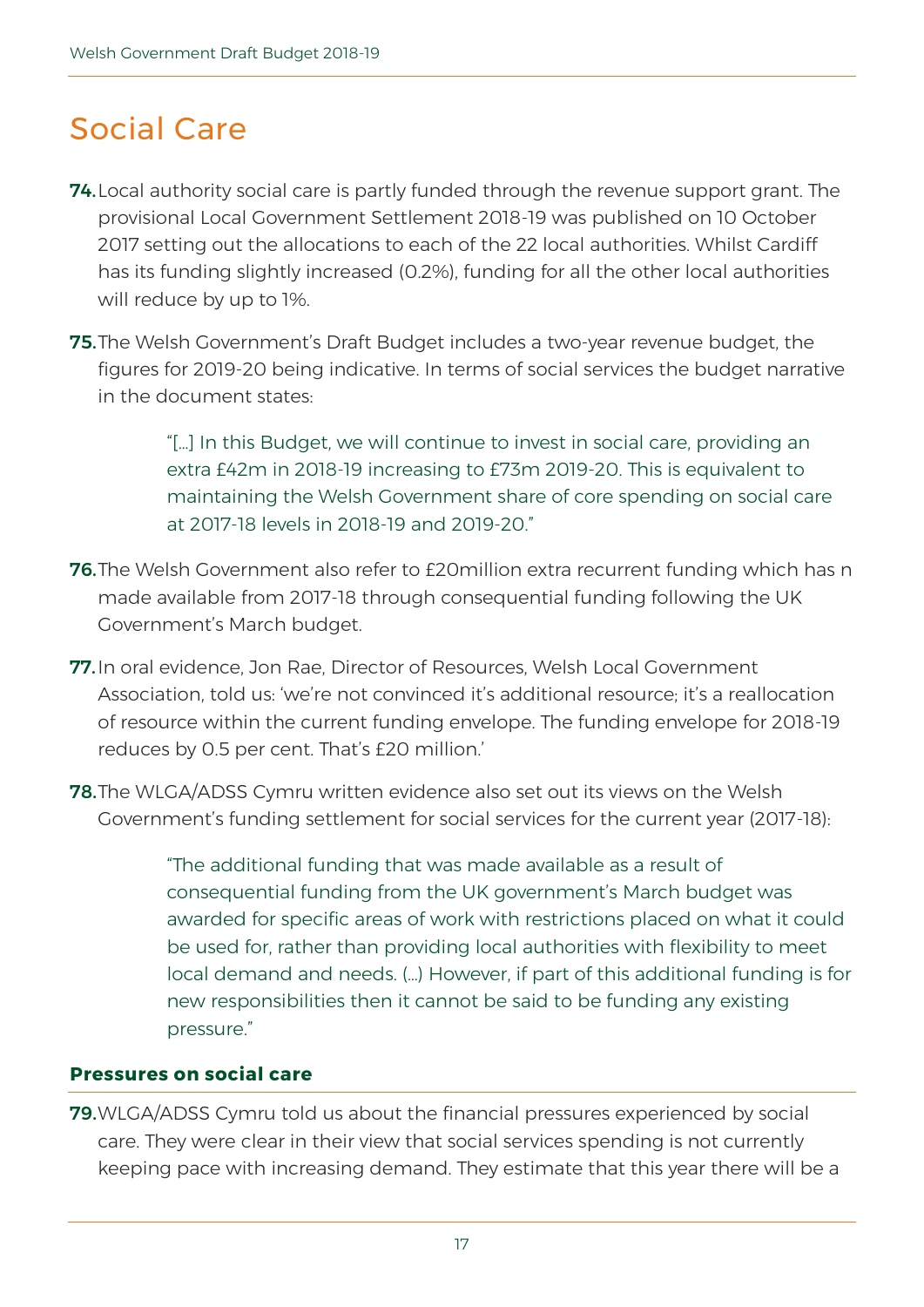# Social Care

**74.** Local authority social care is partly funded through the revenue support grant. The provisional Local Government Settlement 2018-19 was published on 10 October 2017 setting out the allocations to each of the 22 local authorities. Whilst Cardiff has its funding slightly increased (0.2%), funding for all the other local authorities will reduce by up to 1%.

**75.** The Welsh Government's Draft Budget includes a two-year revenue budget, the figures for 2019-20 being indicative. In terms of social services the budget narrative in the document states:

> "[…] In this Budget, we will continue to invest in social care, providing an extra £42m in 2018-19 increasing to £73m 2019-20. This is equivalent to maintaining the Welsh Government share of core spending on social care at 2017-18 levels in 2018-19 and 2019-20."

**76.** The Welsh Government also refer to £20million extra recurrent funding which has n made available from 2017-18 through consequential funding following the UK Government's March budget.

**77.** In oral evidence, Jon Rae, Director of Resources, Welsh Local Government Association, told us: 'we're not convinced it's additional resource; it's a reallocation of resource within the current funding envelope. The funding envelope for 2018-19 reduces by 0.5 per cent. That's £20 million.'

**78.** The WLGA/ADSS Cymru written evidence also set out its views on the Welsh Government's funding settlement for social services for the current year (2017-18):

> "The additional funding that was made available as a result of consequential funding from the UK government's March budget was awarded for specific areas of work with restrictions placed on what it could be used for, rather than providing local authorities with flexibility to meet local demand and needs. (…) However, if part of this additional funding is for new responsibilities then it cannot be said to be funding any existing pressure."

### Pressures on social care

**79.** WLGA/ADSS Cymru told us about the financial pressures experienced by social care. They were clear in their view that social services spending is not currently keeping pace with increasing demand. They estimate that this year there will be a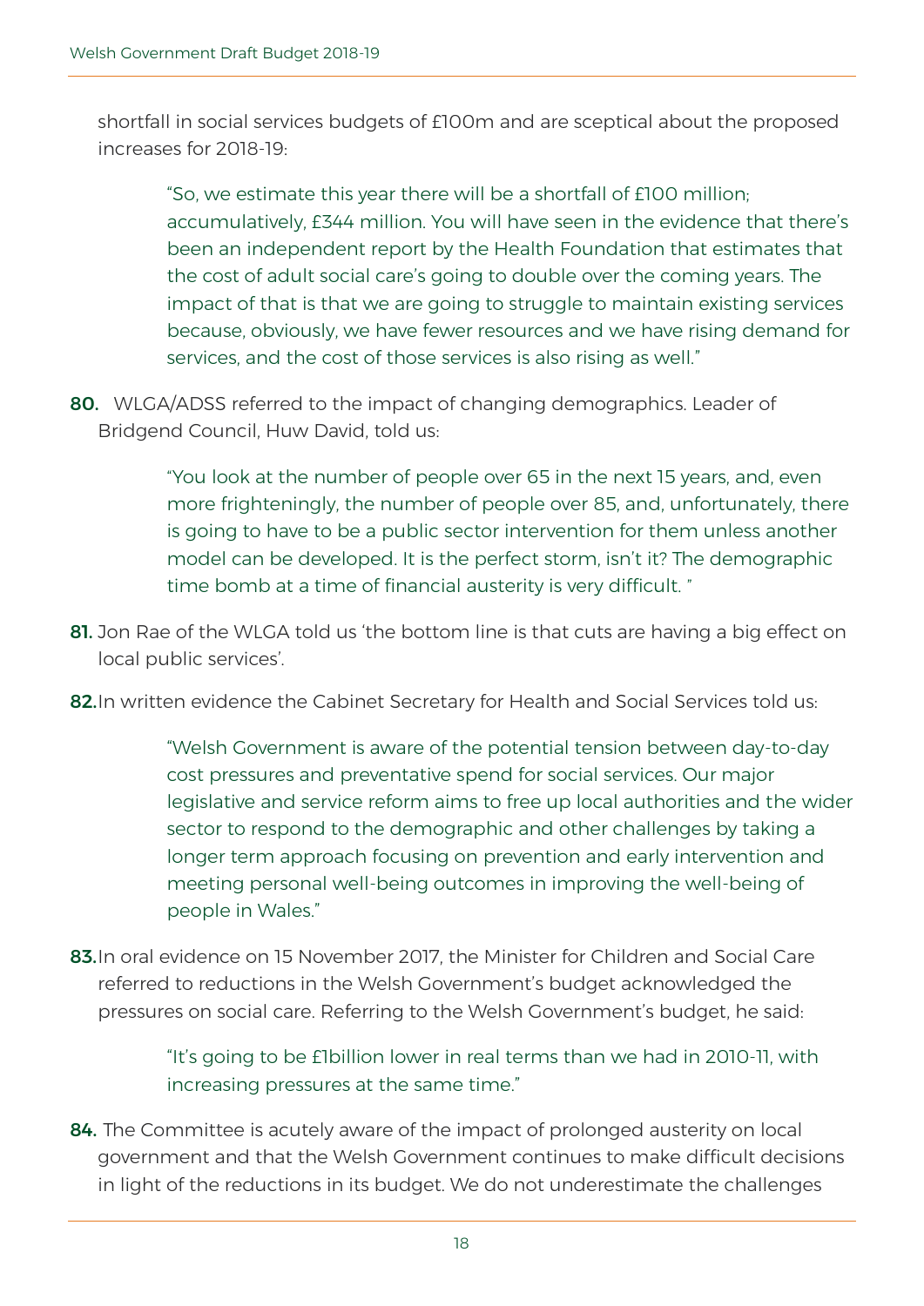shortfall in social services budgets of £100m and are sceptical about the proposed increases for 2018-19:

> "So, we estimate this year there will be a shortfall of £100 million; accumulatively, £344 million. You will have seen in the evidence that there's been an independent report by the Health Foundation that estimates that the cost of adult social care's going to double over the coming years. The impact of that is that we are going to struggle to maintain existing services because, obviously, we have fewer resources and we have rising demand for services, and the cost of those services is also rising as well."

**80.** WLGA/ADSS referred to the impact of changing demographics. Leader of Bridgend Council, Huw David, told us:

> "You look at the number of people over 65 in the next 15 years, and, even more frighteningly, the number of people over 85, and, unfortunately, there is going to have to be a public sector intervention for them unless another model can be developed. It is the perfect storm, isn't it? The demographic time bomb at a time of financial austerity is very difficult. "

**81.** Jon Rae of the WLGA told us 'the bottom line is that cuts are having a big effect on local public services'.

**82.** In written evidence the Cabinet Secretary for Health and Social Services told us:

> "Welsh Government is aware of the potential tension between day-to-day cost pressures and preventative spend for social services. Our major legislative and service reform aims to free up local authorities and the wider sector to respond to the demographic and other challenges by taking a longer term approach focusing on prevention and early intervention and meeting personal well-being outcomes in improving the well-being of people in Wales."

**83.** In oral evidence on 15 November 2017, the Minister for Children and Social Care referred to reductions in the Welsh Government's budget acknowledged the pressures on social care. Referring to the Welsh Government's budget, he said:

> "It's going to be £1billion lower in real terms than we had in 2010-11, with increasing pressures at the same time."

**84.** The Committee is acutely aware of the impact of prolonged austerity on local government and that the Welsh Government continues to make difficult decisions in light of the reductions in its budget. We do not underestimate the challenges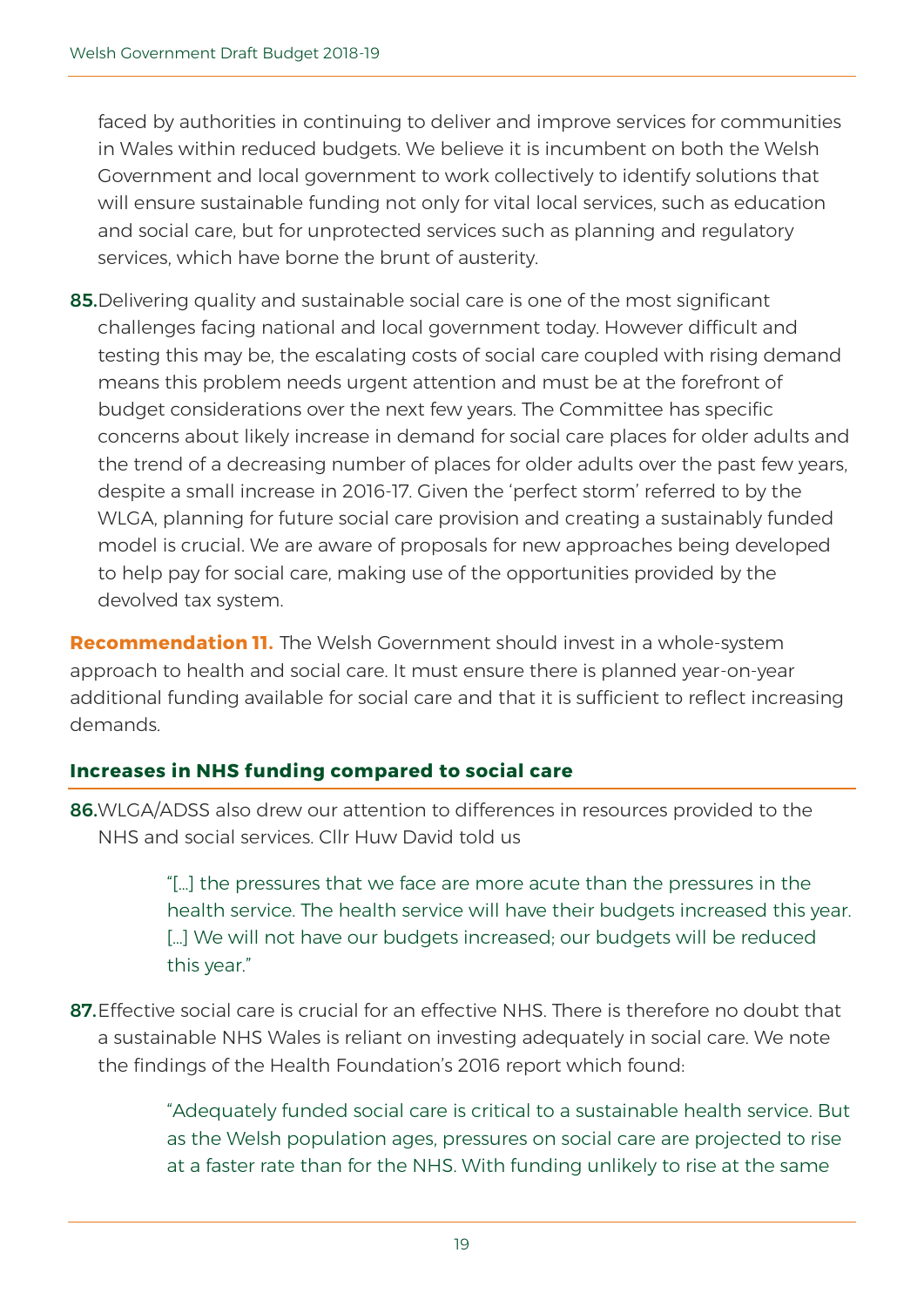faced by authorities in continuing to deliver and improve services for communities in Wales within reduced budgets. We believe it is incumbent on both the Welsh Government and local government to work collectively to identify solutions that will ensure sustainable funding not only for vital local services, such as education and social care, but for unprotected services such as planning and regulatory services, which have borne the brunt of austerity.

**85.** Delivering quality and sustainable social care is one of the most significant challenges facing national and local government today. However difficult and testing this may be, the escalating costs of social care coupled with rising demand means this problem needs urgent attention and must be at the forefront of budget considerations over the next few years. The Committee has specific concerns about likely increase in demand for social care places for older adults and the trend of a decreasing number of places for older adults over the past few years, despite a small increase in 2016-17. Given the 'perfect storm' referred to by the WLGA, planning for future social care provision and creating a sustainably funded model is crucial. We are aware of proposals for new approaches being developed to help pay for social care, making use of the opportunities provided by the devolved tax system.

**Recommendation 11.** The Welsh Government should invest in a whole-system approach to health and social care. It must ensure there is planned year-on-year additional funding available for social care and that it is sufficient to reflect increasing demands.

### Increases in NHS funding compared to social care

**86.** WLGA/ADSS also drew our attention to differences in resources provided to the NHS and social services. Cllr Huw David told us

> "[…] the pressures that we face are more acute than the pressures in the health service. The health service will have their budgets increased this year. […] We will not have our budgets increased; our budgets will be reduced this year."

**87.** Effective social care is crucial for an effective NHS. There is therefore no doubt that a sustainable NHS Wales is reliant on investing adequately in social care. We note the findings of the Health Foundation's 2016 report which found:

> "Adequately funded social care is critical to a sustainable health service. But as the Welsh population ages, pressures on social care are projected to rise at a faster rate than for the NHS. With funding unlikely to rise at the same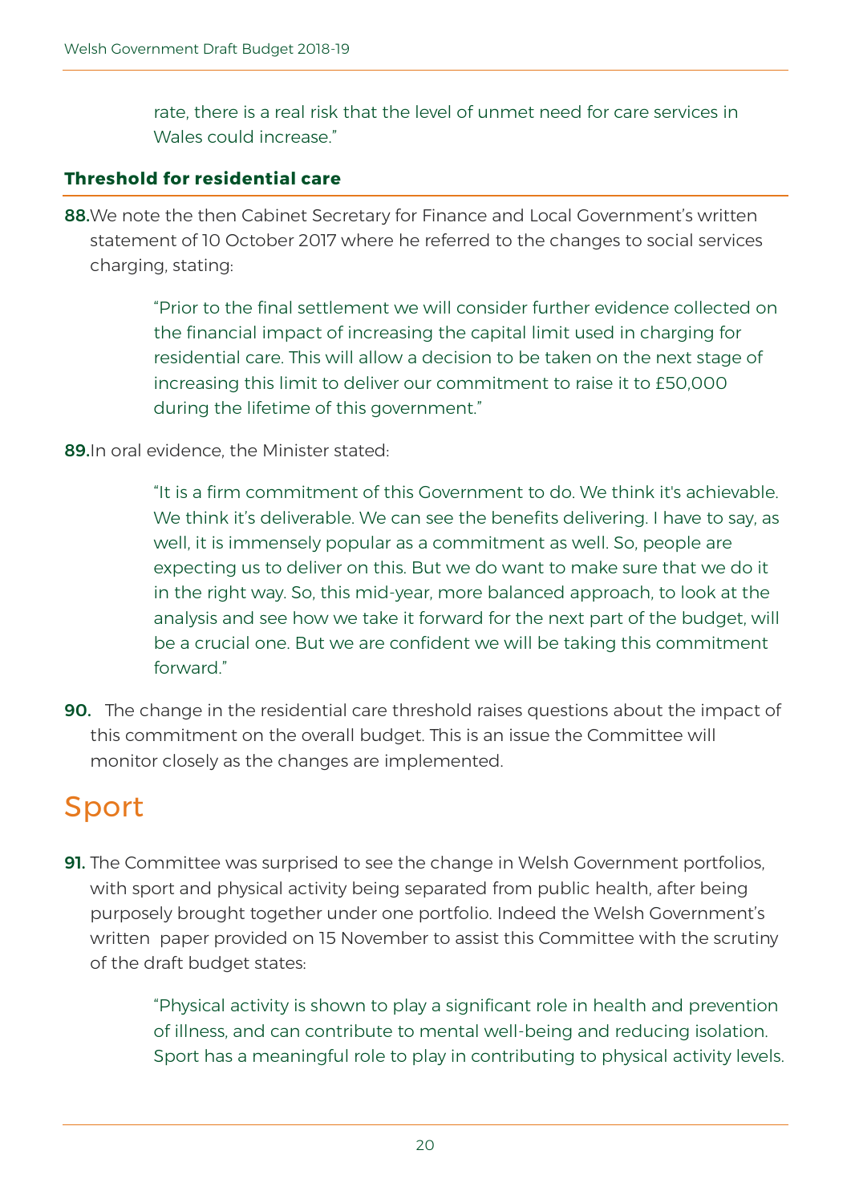rate, there is a real risk that the level of unmet need for care services in Wales could increase."

### Threshold for residential care

**88.** We note the then Cabinet Secretary for Finance and Local Government's written statement of 10 October 2017 where he referred to the changes to social services charging, stating:

> "Prior to the final settlement we will consider further evidence collected on the financial impact of increasing the capital limit used in charging for residential care. This will allow a decision to be taken on the next stage of increasing this limit to deliver our commitment to raise it to £50,000 during the lifetime of this government."

**89.** In oral evidence, the Minister stated:

> "It is a firm commitment of this Government to do. We think it's achievable. We think it's deliverable. We can see the benefits delivering. I have to say, as well, it is immensely popular as a commitment as well. So, people are expecting us to deliver on this. But we do want to make sure that we do it in the right way. So, this mid-year, more balanced approach, to look at the analysis and see how we take it forward for the next part of the budget, will be a crucial one. But we are confident we will be taking this commitment forward."

**90.** The change in the residential care threshold raises questions about the impact of this commitment on the overall budget. This is an issue the Committee will monitor closely as the changes are implemented.

## Sport

**91.** The Committee was surprised to see the change in Welsh Government portfolios, with sport and physical activity being separated from public health, after being purposely brought together under one portfolio. Indeed the Welsh Government's written paper provided on 15 November to assist this Committee with the scrutiny of the draft budget states:

> "Physical activity is shown to play a significant role in health and prevention of illness, and can contribute to mental well-being and reducing isolation. Sport has a meaningful role to play in contributing to physical activity levels.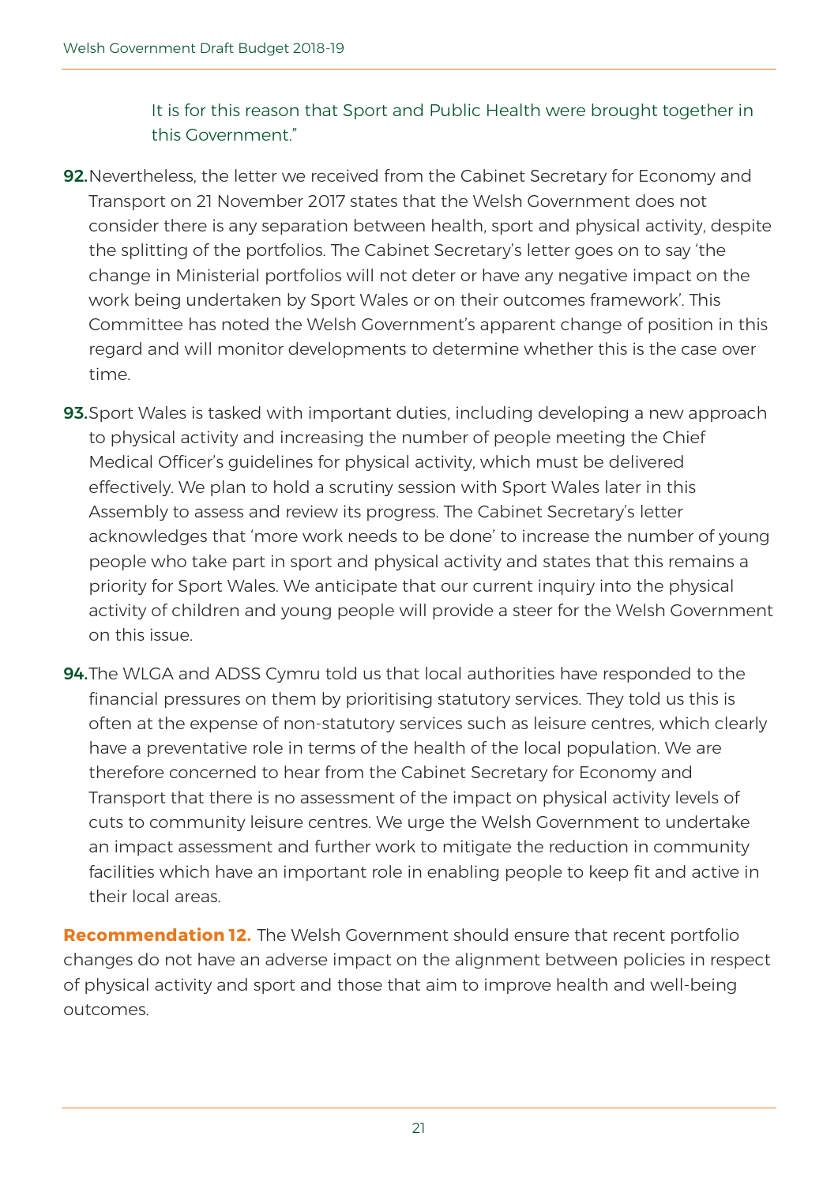It is for this reason that Sport and Public Health were brought together in this Government."

**92.** Nevertheless, the letter we received from the Cabinet Secretary for Economy and Transport on 21 November 2017 states that the Welsh Government does not consider there is any separation between health, sport and physical activity, despite the splitting of the portfolios. The Cabinet Secretary's letter goes on to say 'the change in Ministerial portfolios will not deter or have any negative impact on the work being undertaken by Sport Wales or on their outcomes framework'. This Committee has noted the Welsh Government's apparent change of position in this regard and will monitor developments to determine whether this is the case over time.

**93.** Sport Wales is tasked with important duties, including developing a new approach to physical activity and increasing the number of people meeting the Chief Medical Officer's guidelines for physical activity, which must be delivered effectively. We plan to hold a scrutiny session with Sport Wales later in this Assembly to assess and review its progress. The Cabinet Secretary's letter acknowledges that 'more work needs to be done' to increase the number of young people who take part in sport and physical activity and states that this remains a priority for Sport Wales. We anticipate that our current inquiry into the physical activity of children and young people will provide a steer for the Welsh Government on this issue.

**94.** The WLGA and ADSS Cymru told us that local authorities have responded to the financial pressures on them by prioritising statutory services. They told us this is often at the expense of non-statutory services such as leisure centres, which clearly have a preventative role in terms of the health of the local population. We are therefore concerned to hear from the Cabinet Secretary for Economy and Transport that there is no assessment of the impact on physical activity levels of cuts to community leisure centres. We urge the Welsh Government to undertake an impact assessment and further work to mitigate the reduction in community facilities which have an important role in enabling people to keep fit and active in their local areas.

**Recommendation 12.** The Welsh Government should ensure that recent portfolio changes do not have an adverse impact on the alignment between policies in respect of physical activity and sport and those that aim to improve health and well-being outcomes.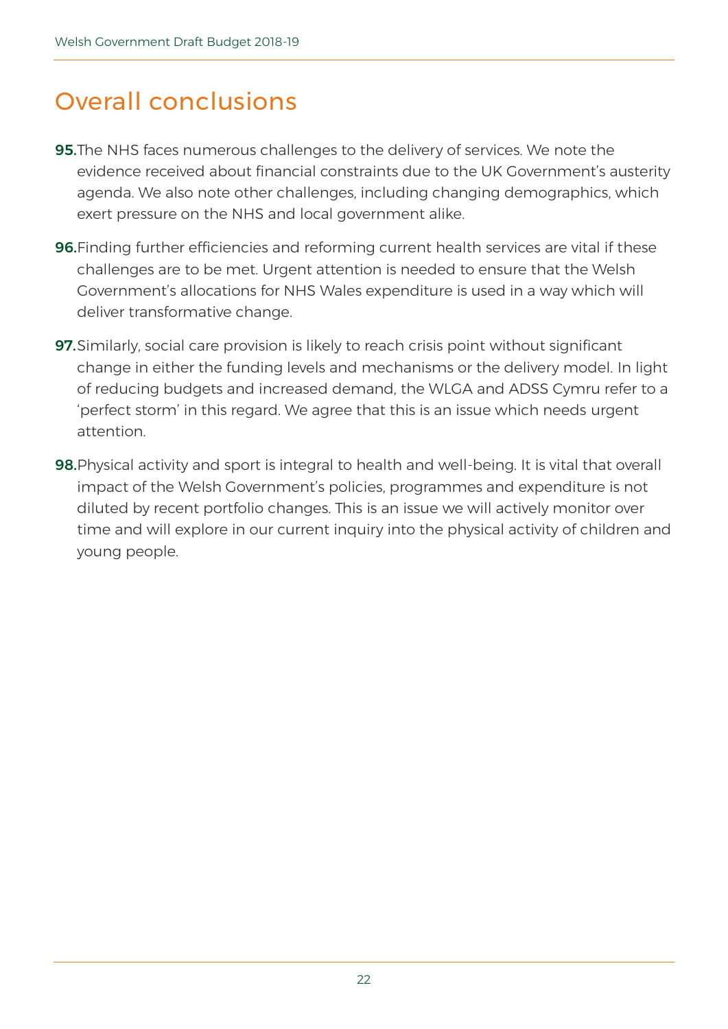## Overall conclusions

**95.** The NHS faces numerous challenges to the delivery of services. We note the evidence received about financial constraints due to the UK Government's austerity agenda. We also note other challenges, including changing demographics, which exert pressure on the NHS and local government alike.

**96.** Finding further efficiencies and reforming current health services are vital if these challenges are to be met. Urgent attention is needed to ensure that the Welsh Government's allocations for NHS Wales expenditure is used in a way which will deliver transformative change.

**97.** Similarly, social care provision is likely to reach crisis point without significant change in either the funding levels and mechanisms or the delivery model. In light of reducing budgets and increased demand, the WLGA and ADSS Cymru refer to a 'perfect storm' in this regard. We agree that this is an issue which needs urgent attention.

**98.** Physical activity and sport is integral to health and well-being. It is vital that overall impact of the Welsh Government's policies, programmes and expenditure is not diluted by recent portfolio changes. This is an issue we will actively monitor over time and will explore in our current inquiry into the physical activity of children and young people.